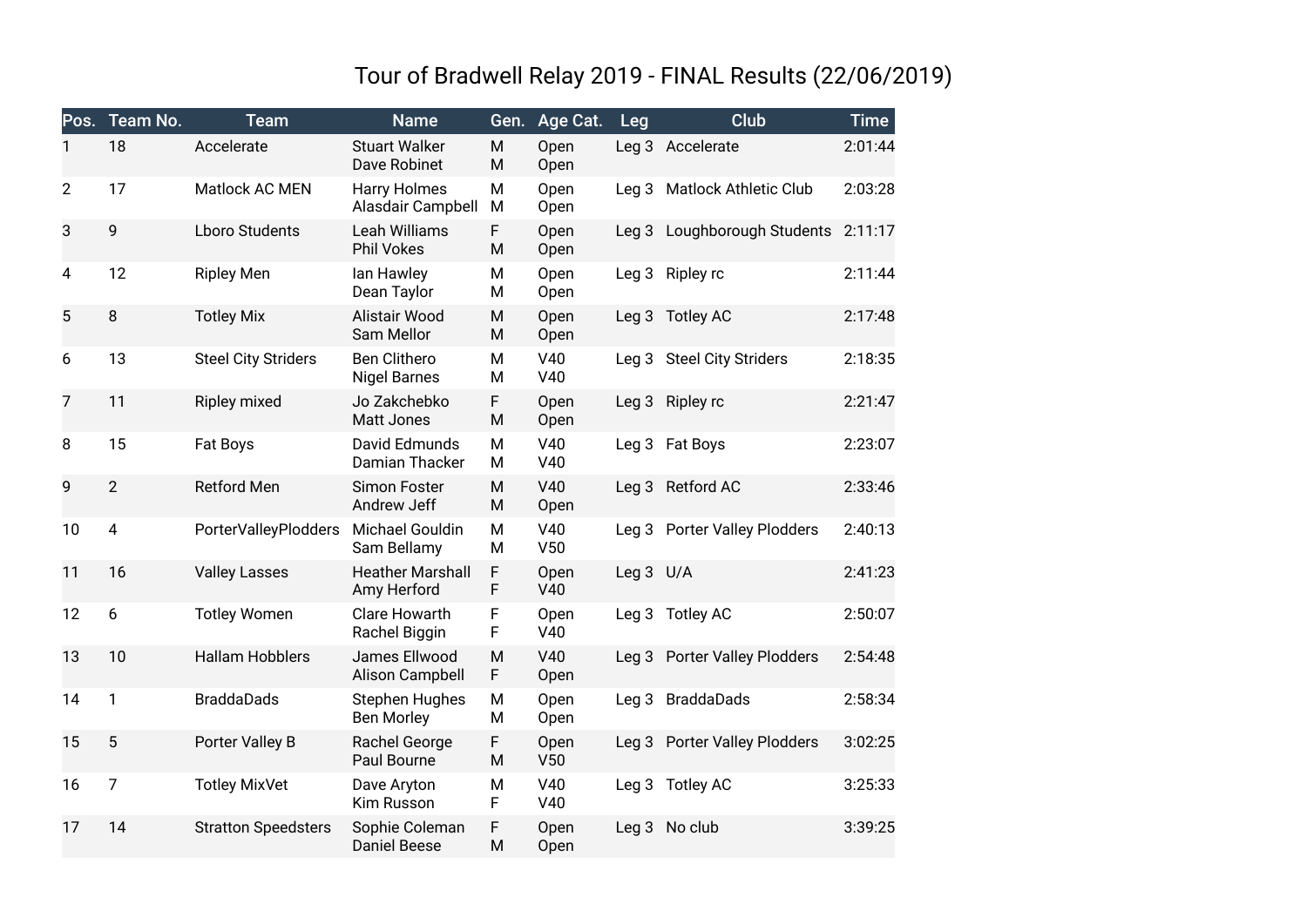# Tour of Bradwell Relay 2019 - FINAL Results (22/06/2019)

| Pos. | Team No. | Team | Name | Gen. | Age Cat. | Leg | Club | Time |
|---|---|---|---|---|---|---|---|---|
| 1 | 18 | Accelerate | Stuart Walker<br>Dave Robinet | M<br>M | Open<br>Open | Leg 3 | Accelerate | 2:01:44 |
| 2 | 17 | Matlock AC MEN | Harry Holmes<br>Alasdair Campbell | M<br>M | Open<br>Open | Leg 3 | Matlock Athletic Club | 2:03:28 |
| 3 | 9 | Lboro Students | Leah Williams<br>Phil Vokes | F<br>M | Open<br>Open | Leg 3 | Loughborough Students | 2:11:17 |
| 4 | 12 | Ripley Men | Ian Hawley<br>Dean Taylor | M<br>M | Open<br>Open | Leg 3 | Ripley rc | 2:11:44 |
| 5 | 8 | Totley Mix | Alistair Wood<br>Sam Mellor | M<br>M | Open<br>Open | Leg 3 | Totley AC | 2:17:48 |
| 6 | 13 | Steel City Striders | Ben Clithero<br>Nigel Barnes | M<br>M | V40<br>V40 | Leg 3 | Steel City Striders | 2:18:35 |
| 7 | 11 | Ripley mixed | Jo Zakchebko<br>Matt Jones | F<br>M | Open<br>Open | Leg 3 | Ripley rc | 2:21:47 |
| 8 | 15 | Fat Boys | David Edmunds<br>Damian Thacker | M<br>M | V40<br>V40 | Leg 3 | Fat Boys | 2:23:07 |
| 9 | 2 | Retford Men | Simon Foster<br>Andrew Jeff | M<br>M | V40<br>Open | Leg 3 | Retford AC | 2:33:46 |
| 10 | 4 | PorterValleyPlodders | Michael Gouldin<br>Sam Bellamy | M<br>M | V40<br>V50 | Leg 3 | Porter Valley Plodders | 2:40:13 |
| 11 | 16 | Valley Lasses | Heather Marshall<br>Amy Herford | F<br>F | Open<br>V40 | Leg 3 | U/A | 2:41:23 |
| 12 | 6 | Totley Women | Clare Howarth<br>Rachel Biggin | F<br>F | Open<br>V40 | Leg 3 | Totley AC | 2:50:07 |
| 13 | 10 | Hallam Hobblers | James Ellwood<br>Alison Campbell | M<br>F | V40<br>Open | Leg 3 | Porter Valley Plodders | 2:54:48 |
| 14 | 1 | BraddaDads | Stephen Hughes<br>Ben Morley | M<br>M | Open<br>Open | Leg 3 | BraddaDads | 2:58:34 |
| 15 | 5 | Porter Valley B | Rachel George<br>Paul Bourne | F<br>M | Open<br>V50 | Leg 3 | Porter Valley Plodders | 3:02:25 |
| 16 | 7 | Totley MixVet | Dave Aryton<br>Kim Russon | M<br>F | V40<br>V40 | Leg 3 | Totley AC | 3:25:33 |
| 17 | 14 | Stratton Speedsters | Sophie Coleman<br>Daniel Beese | F<br>M | Open<br>Open | Leg 3 | No club | 3:39:25 |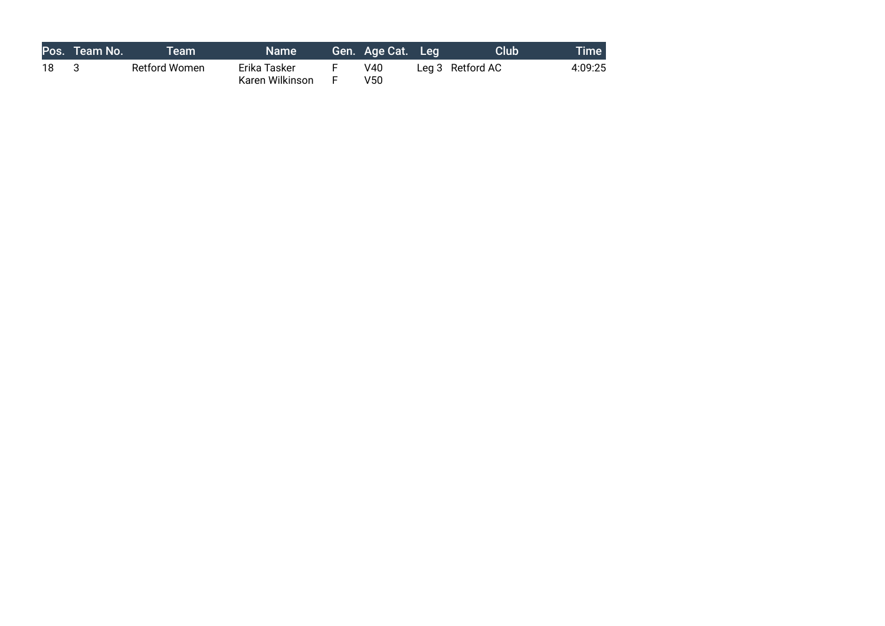| Pos. | Team No. | Team | Name | Gen. | Age Cat. | Leg | Club | Time |
| --- | --- | --- | --- | --- | --- | --- | --- | --- |
| 18 | 3 | Retford Women | Erika Tasker<br>Karen Wilkinson | F<br>F | V40<br>V50 | Leg 3 | Retford AC | 4:09:25 |